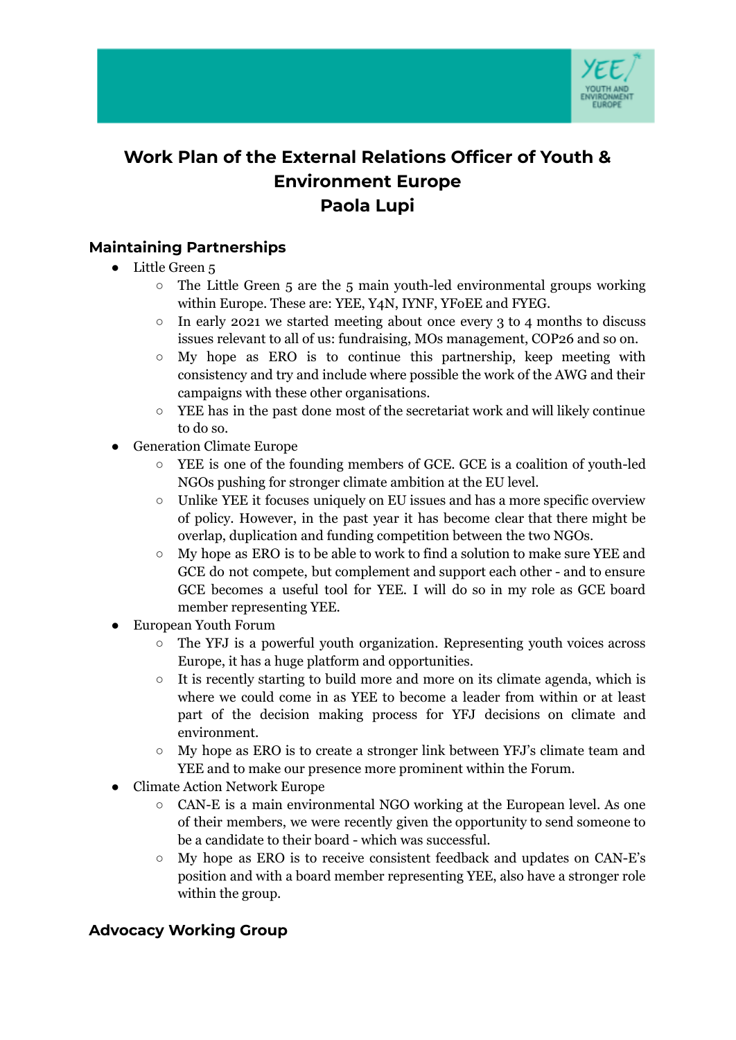# Work Plan of the External Relations Officer of Youth & Environment Europe
# Paola Lupi

## Maintaining Partnerships

- Little Green 5
  - The Little Green 5 are the 5 main youth-led environmental groups working within Europe. These are: YEE, Y4N, IYNF, YFoEE and FYEG.
  - In early 2021 we started meeting about once every 3 to 4 months to discuss issues relevant to all of us: fundraising, MOs management, COP26 and so on.
  - My hope as ERO is to continue this partnership, keep meeting with consistency and try and include where possible the work of the AWG and their campaigns with these other organisations.
  - YEE has in the past done most of the secretariat work and will likely continue to do so.
- Generation Climate Europe
  - YEE is one of the founding members of GCE. GCE is a coalition of youth-led NGOs pushing for stronger climate ambition at the EU level.
  - Unlike YEE it focuses uniquely on EU issues and has a more specific overview of policy. However, in the past year it has become clear that there might be overlap, duplication and funding competition between the two NGOs.
  - My hope as ERO is to be able to work to find a solution to make sure YEE and GCE do not compete, but complement and support each other - and to ensure GCE becomes a useful tool for YEE. I will do so in my role as GCE board member representing YEE.
- European Youth Forum
  - The YFJ is a powerful youth organization. Representing youth voices across Europe, it has a huge platform and opportunities.
  - It is recently starting to build more and more on its climate agenda, which is where we could come in as YEE to become a leader from within or at least part of the decision making process for YFJ decisions on climate and environment.
  - My hope as ERO is to create a stronger link between YFJ's climate team and YEE and to make our presence more prominent within the Forum.
- Climate Action Network Europe
  - CAN-E is a main environmental NGO working at the European level. As one of their members, we were recently given the opportunity to send someone to be a candidate to their board - which was successful.
  - My hope as ERO is to receive consistent feedback and updates on CAN-E's position and with a board member representing YEE, also have a stronger role within the group.

## Advocacy Working Group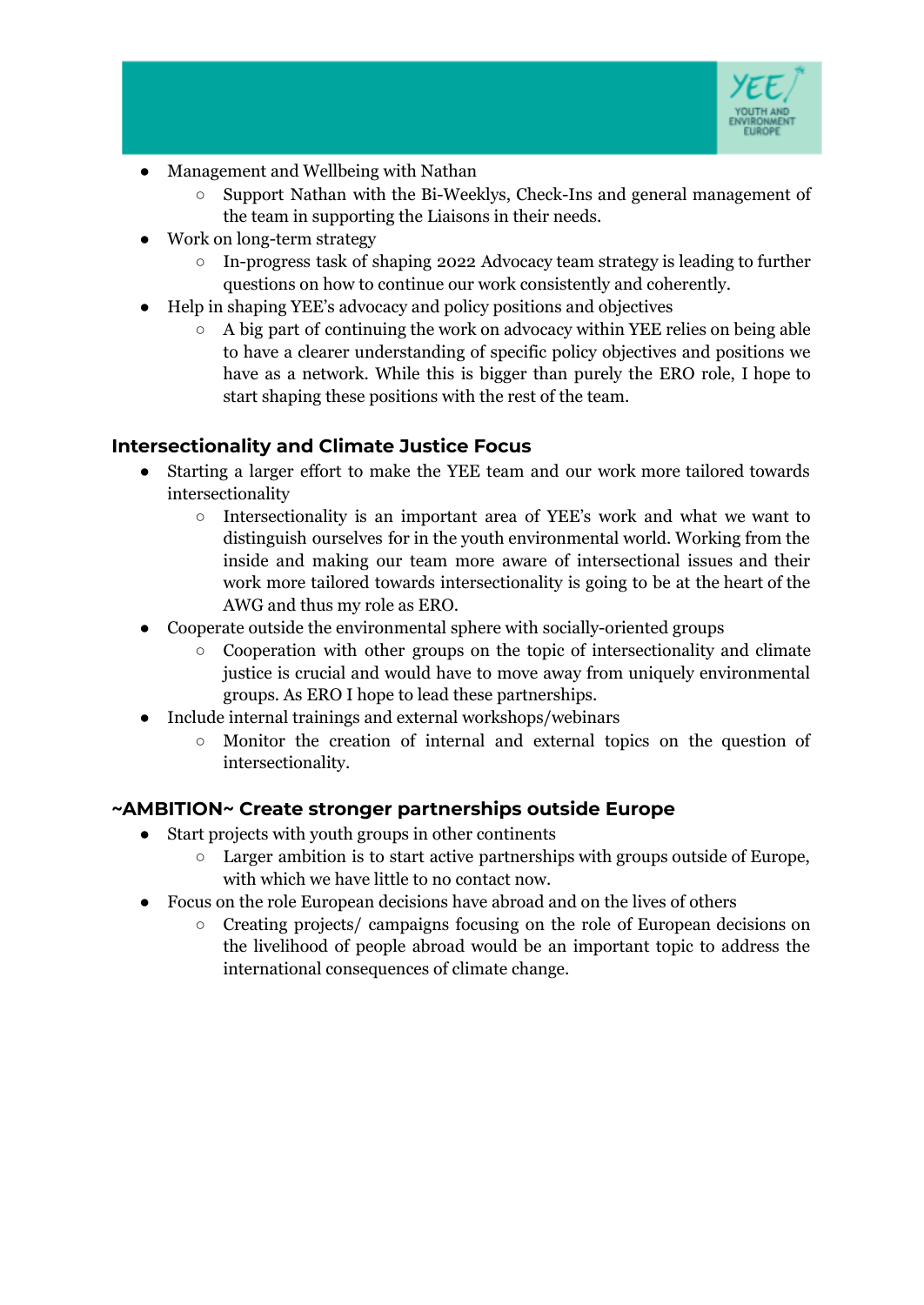- Management and Wellbeing with Nathan
    - Support Nathan with the Bi-Weeklys, Check-Ins and general management of the team in supporting the Liaisons in their needs.
- Work on long-term strategy
    - In-progress task of shaping 2022 Advocacy team strategy is leading to further questions on how to continue our work consistently and coherently.
- Help in shaping YEE's advocacy and policy positions and objectives
    - A big part of continuing the work on advocacy within YEE relies on being able to have a clearer understanding of specific policy objectives and positions we have as a network. While this is bigger than purely the ERO role, I hope to start shaping these positions with the rest of the team.

### Intersectionality and Climate Justice Focus

- Starting a larger effort to make the YEE team and our work more tailored towards intersectionality
    - Intersectionality is an important area of YEE's work and what we want to distinguish ourselves for in the youth environmental world. Working from the inside and making our team more aware of intersectional issues and their work more tailored towards intersectionality is going to be at the heart of the AWG and thus my role as ERO.
- Cooperate outside the environmental sphere with socially-oriented groups
    - Cooperation with other groups on the topic of intersectionality and climate justice is crucial and would have to move away from uniquely environmental groups. As ERO I hope to lead these partnerships.
- Include internal trainings and external workshops/webinars
    - Monitor the creation of internal and external topics on the question of intersectionality.

### ~AMBITION~ Create stronger partnerships outside Europe

- Start projects with youth groups in other continents
    - Larger ambition is to start active partnerships with groups outside of Europe, with which we have little to no contact now.
- Focus on the role European decisions have abroad and on the lives of others
    - Creating projects/ campaigns focusing on the role of European decisions on the livelihood of people abroad would be an important topic to address the international consequences of climate change.